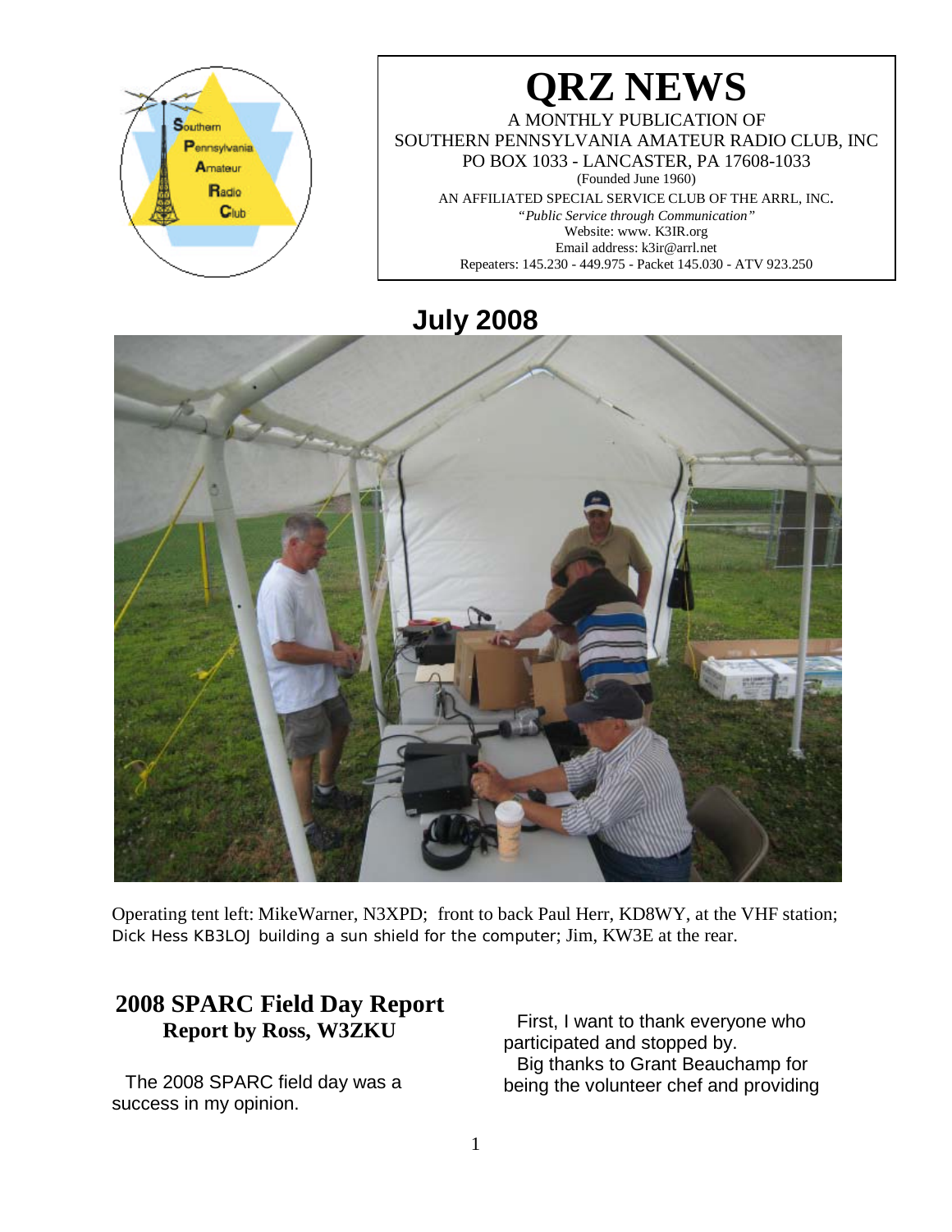# QRZ NEWS

A MONTHLY PUBLICATION OF
SOUTHERN PENNSYLVANIA AMATEUR RADIO CLUB, INC
PO BOX 1033 - LANCASTER, PA 17608-1033
(Founded June 1960)
AN AFFILIATED SPECIAL SERVICE CLUB OF THE ARRL, INC.
*"Public Service through Communication"*
Website: www. K3IR.org
Email address: k3ir@arrl.net
Repeaters: 145.230 - 449.975 - Packet 145.030 - ATV 923.250

## July 2008

Operating tent left: MikeWarner, N3XPD; front to back Paul Herr, KD8WY, at the VHF station; Dick Hess KB3LOJ building a sun shield for the computer; Jim, KW3E at the rear.

## 2008 SPARC Field Day Report
### Report by Ross, W3ZKU

The 2008 SPARC field day was a success in my opinion.

First, I want to thank everyone who participated and stopped by.

Big thanks to Grant Beauchamp for being the volunteer chef and providing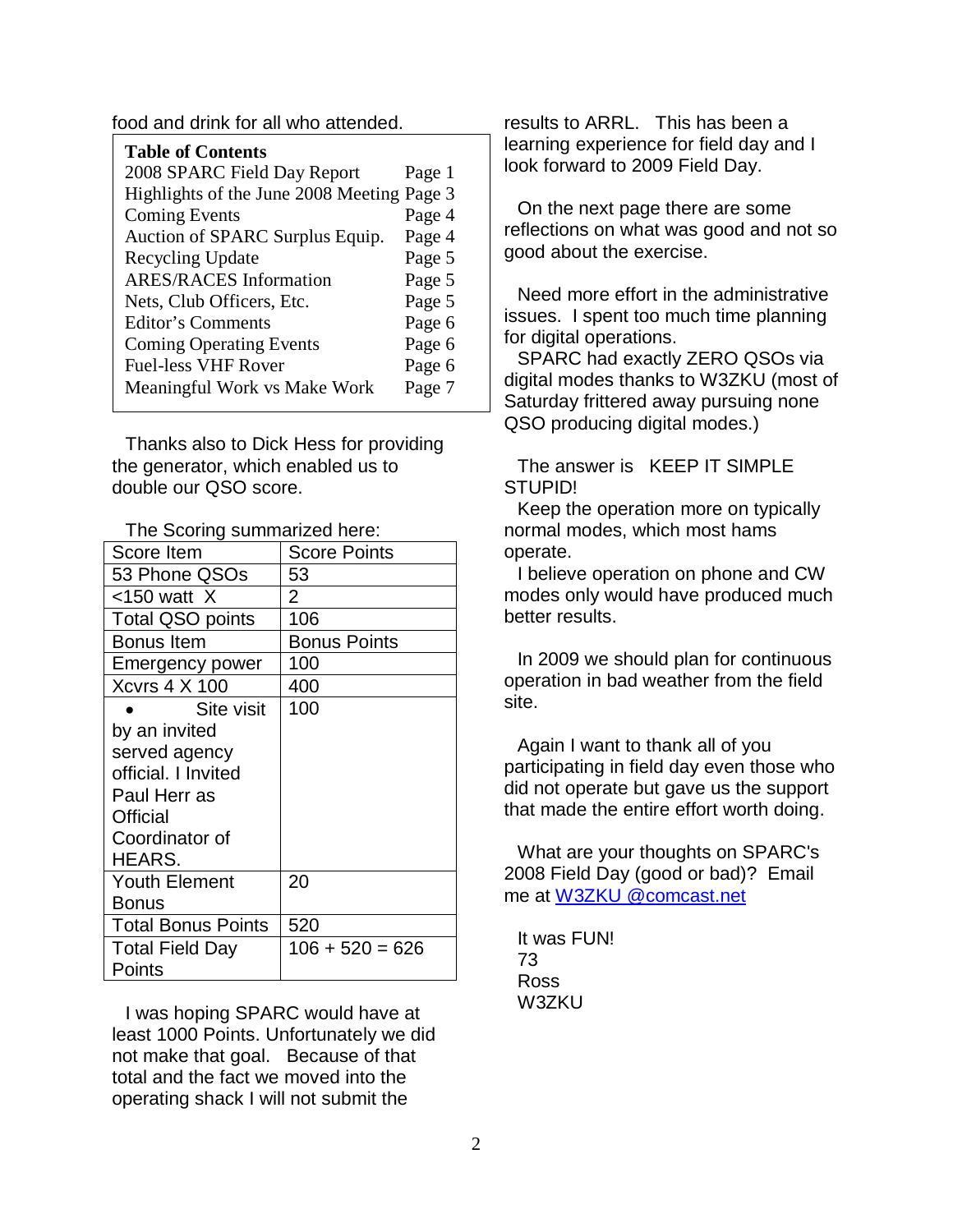food and drink for all who attended.

| **Table of Contents** | |
|---|---|
| 2008 SPARC Field Day Report | Page 1 |
| Highlights of the June 2008 Meeting | Page 3 |
| Coming Events | Page 4 |
| Auction of SPARC Surplus Equip. | Page 4 |
| Recycling Update | Page 5 |
| ARES/RACES Information | Page 5 |
| Nets, Club Officers, Etc. | Page 5 |
| Editor's Comments | Page 6 |
| Coming Operating Events | Page 6 |
| Fuel-less VHF Rover | Page 6 |
| Meaningful Work vs Make Work | Page 7 |

Thanks also to Dick Hess for providing the generator, which enabled us to double our QSO score.

The Scoring summarized here:

| Score Item | Score Points |
|---|---|
| 53 Phone QSOs | 53 |
| <150 watt X | 2 |
| Total QSO points | 106 |
| Bonus Item | Bonus Points |
| Emergency power | 100 |
| Xcvrs 4 X 100 | 400 |
| • Site visit by an invited served agency official. I Invited Paul Herr as Official Coordinator of HEARS. | 100 |
| Youth Element Bonus | 20 |
| Total Bonus Points | 520 |
| Total Field Day Points | 106 + 520 = 626 |

I was hoping SPARC would have at least 1000 Points. Unfortunately we did not make that goal. Because of that total and the fact we moved into the operating shack I will not submit the results to ARRL. This has been a learning experience for field day and I look forward to 2009 Field Day.

On the next page there are some reflections on what was good and not so good about the exercise.

Need more effort in the administrative issues. I spent too much time planning for digital operations.

SPARC had exactly ZERO QSOs via digital modes thanks to W3ZKU (most of Saturday frittered away pursuing none QSO producing digital modes.)

The answer is KEEP IT SIMPLE STUPID!

Keep the operation more on typically normal modes, which most hams operate.

I believe operation on phone and CW modes only would have produced much better results.

In 2009 we should plan for continuous operation in bad weather from the field site.

Again I want to thank all of you participating in field day even those who did not operate but gave us the support that made the entire effort worth doing.

What are your thoughts on SPARC's 2008 Field Day (good or bad)? Email me at W3ZKU @comcast.net

It was FUN!  
73  
Ross  
W3ZKU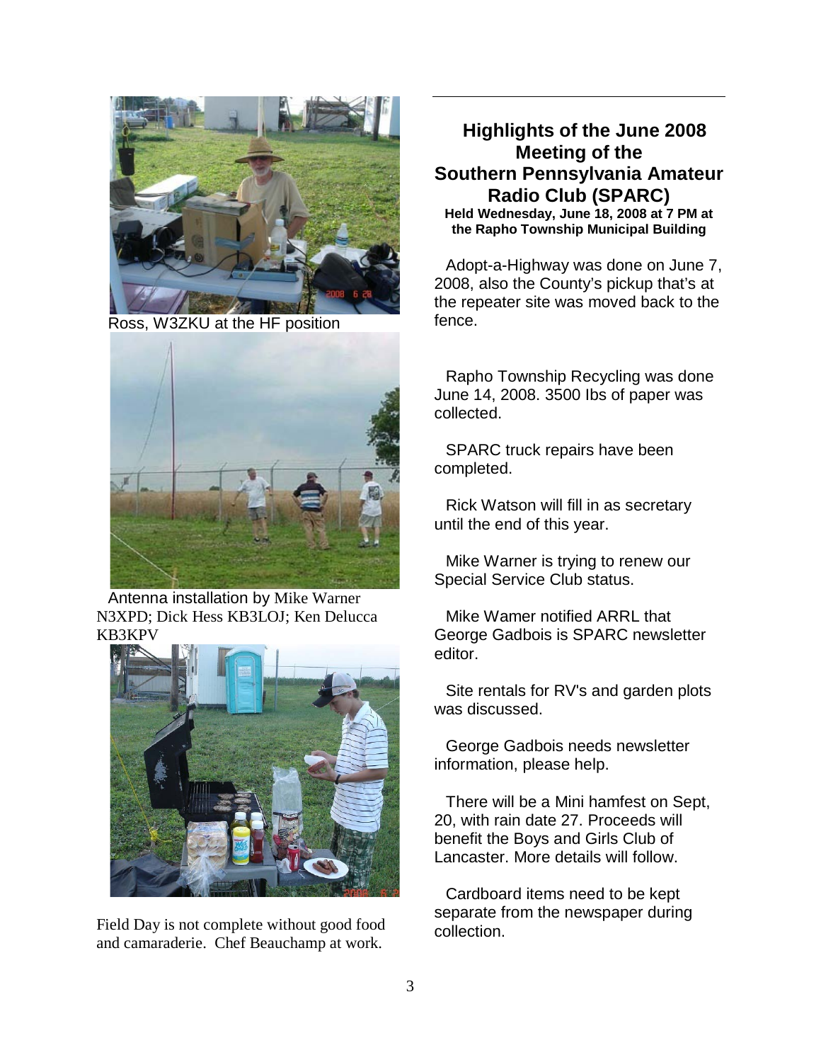Ross, W3ZKU at the HF position

Antenna installation by Mike Warner N3XPD; Dick Hess KB3LOJ; Ken Delucca KB3KPV

Field Day is not complete without good food and camaraderie. Chef Beauchamp at work.

## Highlights of the June 2008 Meeting of the Southern Pennsylvania Amateur Radio Club (SPARC)

**Held Wednesday, June 18, 2008 at 7 PM at the Rapho Township Municipal Building**

Adopt-a-Highway was done on June 7, 2008, also the County's pickup that's at the repeater site was moved back to the fence.

Rapho Township Recycling was done June 14, 2008. 3500 Ibs of paper was collected.

SPARC truck repairs have been completed.

Rick Watson will fill in as secretary until the end of this year.

Mike Warner is trying to renew our Special Service Club status.

Mike Wamer notified ARRL that George Gadbois is SPARC newsletter editor.

Site rentals for RV's and garden plots was discussed.

George Gadbois needs newsletter information, please help.

There will be a Mini hamfest on Sept, 20, with rain date 27. Proceeds will benefit the Boys and Girls Club of Lancaster. More details will follow.

Cardboard items need to be kept separate from the newspaper during collection.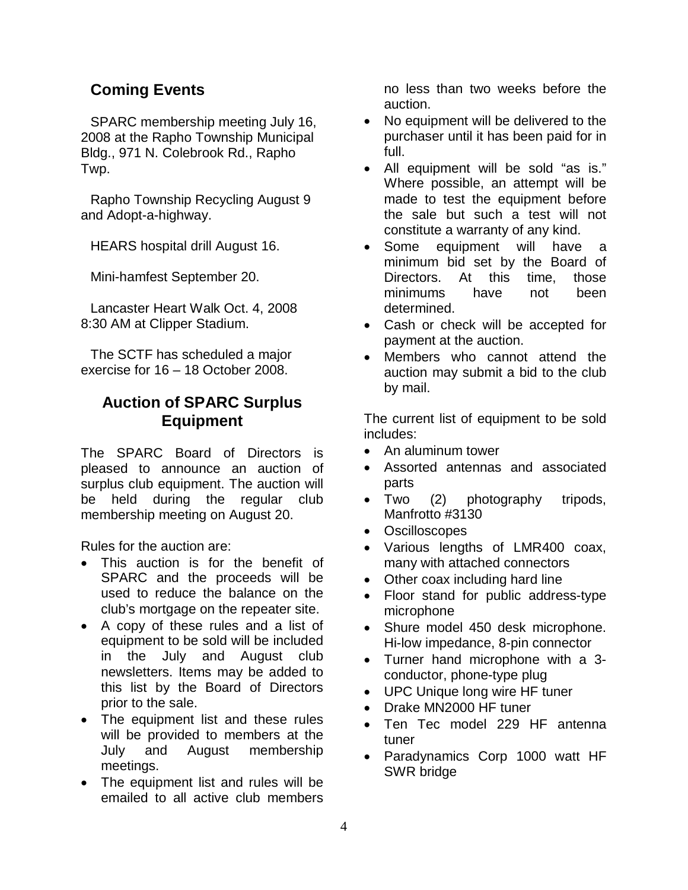## Coming Events

SPARC membership meeting July 16, 2008 at the Rapho Township Municipal Bldg., 971 N. Colebrook Rd., Rapho Twp.

Rapho Township Recycling August 9 and Adopt-a-highway.

HEARS hospital drill August 16.

Mini-hamfest September 20.

Lancaster Heart Walk Oct. 4, 2008 8:30 AM at Clipper Stadium.

The SCTF has scheduled a major exercise for 16 – 18 October 2008.

## Auction of SPARC Surplus Equipment

The SPARC Board of Directors is pleased to announce an auction of surplus club equipment. The auction will be held during the regular club membership meeting on August 20.

Rules for the auction are:

- This auction is for the benefit of SPARC and the proceeds will be used to reduce the balance on the club's mortgage on the repeater site.
- A copy of these rules and a list of equipment to be sold will be included in the July and August club newsletters. Items may be added to this list by the Board of Directors prior to the sale.
- The equipment list and these rules will be provided to members at the July and August membership meetings.
- The equipment list and rules will be emailed to all active club members no less than two weeks before the auction.
- No equipment will be delivered to the purchaser until it has been paid for in full.
- All equipment will be sold "as is." Where possible, an attempt will be made to test the equipment before the sale but such a test will not constitute a warranty of any kind.
- Some equipment will have a minimum bid set by the Board of Directors. At this time, those minimums have not been determined.
- Cash or check will be accepted for payment at the auction.
- Members who cannot attend the auction may submit a bid to the club by mail.

The current list of equipment to be sold includes:

- An aluminum tower
- Assorted antennas and associated parts
- Two (2) photography tripods, Manfrotto #3130
- Oscilloscopes
- Various lengths of LMR400 coax, many with attached connectors
- Other coax including hard line
- Floor stand for public address-type microphone
- Shure model 450 desk microphone. Hi-low impedance, 8-pin connector
- Turner hand microphone with a 3-conductor, phone-type plug
- UPC Unique long wire HF tuner
- Drake MN2000 HF tuner
- Ten Tec model 229 HF antenna tuner
- Paradynamics Corp 1000 watt HF SWR bridge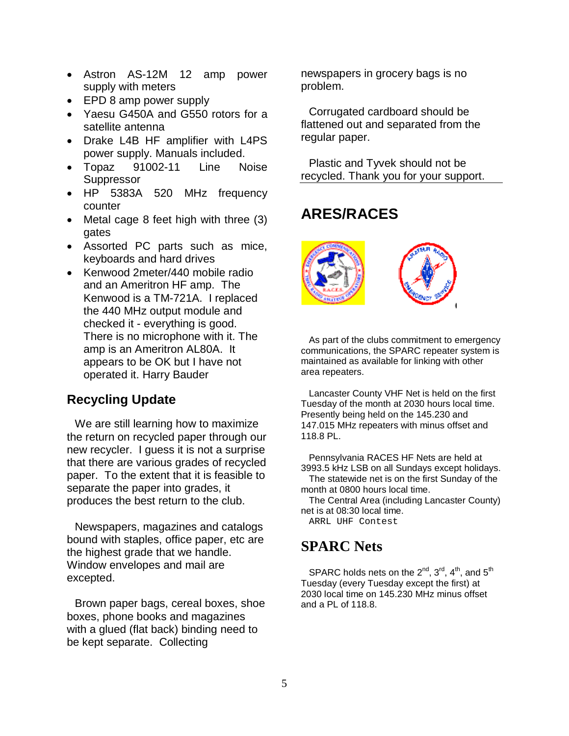- Astron AS-12M 12 amp power supply with meters
- EPD 8 amp power supply
- Yaesu G450A and G550 rotors for a satellite antenna
- Drake L4B HF amplifier with L4PS power supply. Manuals included.
- Topaz 91002-11 Line Noise Suppressor
- HP 5383A 520 MHz frequency counter
- Metal cage 8 feet high with three (3) gates
- Assorted PC parts such as mice, keyboards and hard drives
- Kenwood 2meter/440 mobile radio and an Ameritron HF amp. The Kenwood is a TM-721A. I replaced the 440 MHz output module and checked it - everything is good. There is no microphone with it. The amp is an Ameritron AL80A. It appears to be OK but I have not operated it. Harry Bauder

## Recycling Update

We are still learning how to maximize the return on recycled paper through our new recycler. I guess it is not a surprise that there are various grades of recycled paper. To the extent that it is feasible to separate the paper into grades, it produces the best return to the club.

Newspapers, magazines and catalogs bound with staples, office paper, etc are the highest grade that we handle. Window envelopes and mail are excepted.

Brown paper bags, cereal boxes, shoe boxes, phone books and magazines with a glued (flat back) binding need to be kept separate. Collecting newspapers in grocery bags is no problem.

Corrugated cardboard should be flattened out and separated from the regular paper.

Plastic and Tyvek should not be recycled. Thank you for your support.

## ARES/RACES

As part of the clubs commitment to emergency communications, the SPARC repeater system is maintained as available for linking with other area repeaters.

Lancaster County VHF Net is held on the first Tuesday of the month at 2030 hours local time. Presently being held on the 145.230 and 147.015 MHz repeaters with minus offset and 118.8 PL.

Pennsylvania RACES HF Nets are held at 3993.5 kHz LSB on all Sundays except holidays.
The statewide net is on the first Sunday of the month at 0800 hours local time.
The Central Area (including Lancaster County) net is at 08:30 local time.
ARRL UHF Contest

## SPARC Nets

SPARC holds nets on the 2nd, 3rd, 4th, and 5th Tuesday (every Tuesday except the first) at 2030 local time on 145.230 MHz minus offset and a PL of 118.8.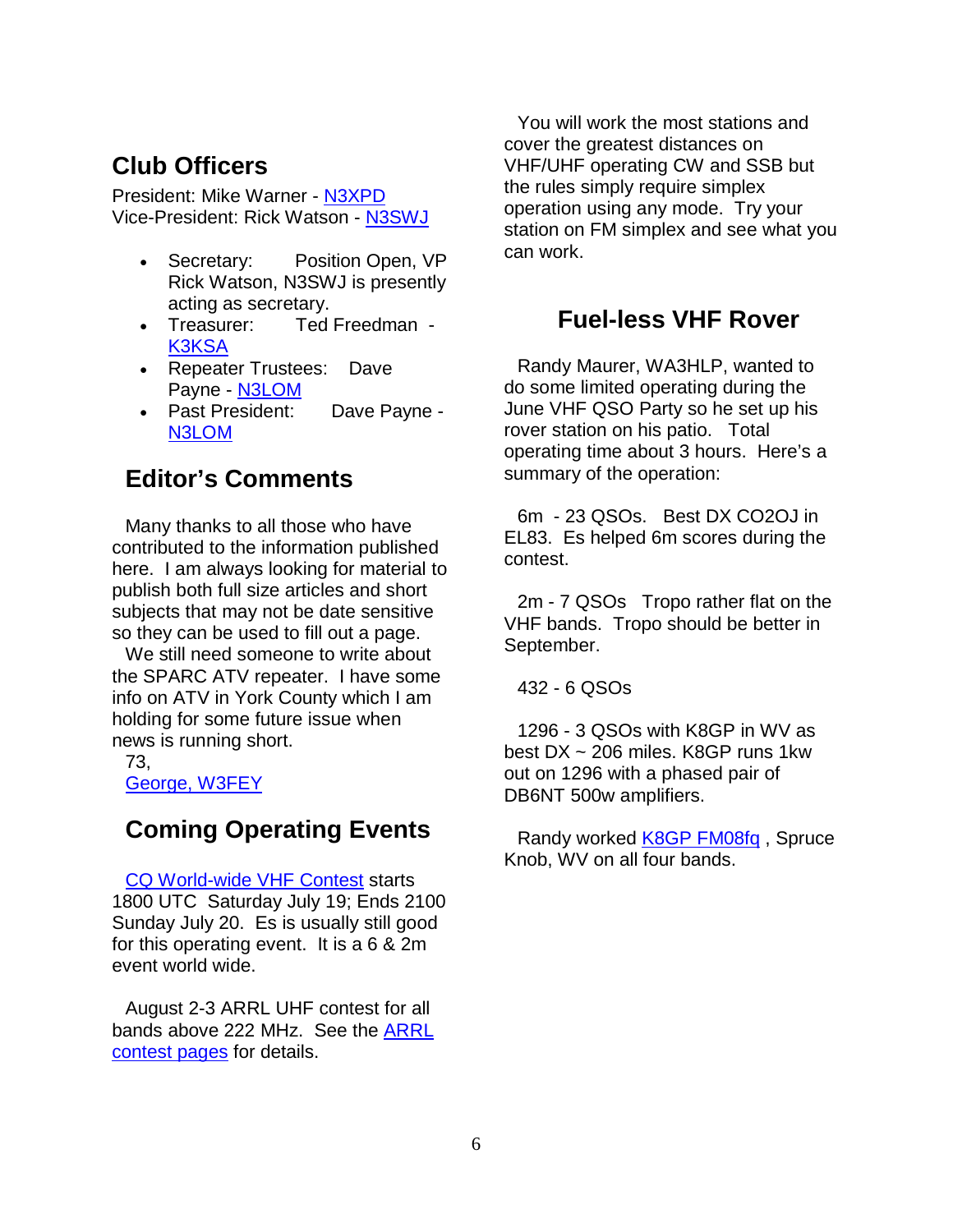## Club Officers

President: Mike Warner - N3XPD
Vice-President: Rick Watson - N3SWJ

- Secretary: Position Open, VP Rick Watson, N3SWJ is presently acting as secretary.
- Treasurer: Ted Freedman - K3KSA
- Repeater Trustees: Dave Payne - N3LOM
- Past President: Dave Payne - N3LOM

## Editor's Comments

Many thanks to all those who have contributed to the information published here. I am always looking for material to publish both full size articles and short subjects that may not be date sensitive so they can be used to fill out a page.

We still need someone to write about the SPARC ATV repeater. I have some info on ATV in York County which I am holding for some future issue when news is running short.

73,
George, W3FEY

## Coming Operating Events

CQ World-wide VHF Contest starts 1800 UTC Saturday July 19; Ends 2100 Sunday July 20. Es is usually still good for this operating event. It is a 6 & 2m event world wide.

August 2-3 ARRL UHF contest for all bands above 222 MHz. See the ARRL contest pages for details.

You will work the most stations and cover the greatest distances on VHF/UHF operating CW and SSB but the rules simply require simplex operation using any mode. Try your station on FM simplex and see what you can work.

## Fuel-less VHF Rover

Randy Maurer, WA3HLP, wanted to do some limited operating during the June VHF QSO Party so he set up his rover station on his patio. Total operating time about 3 hours. Here's a summary of the operation:

6m - 23 QSOs. Best DX CO2OJ in EL83. Es helped 6m scores during the contest.

2m - 7 QSOs Tropo rather flat on the VHF bands. Tropo should be better in September.

432 - 6 QSOs

1296 - 3 QSOs with K8GP in WV as best DX ~ 206 miles. K8GP runs 1kw out on 1296 with a phased pair of DB6NT 500w amplifiers.

Randy worked K8GP FM08fq , Spruce Knob, WV on all four bands.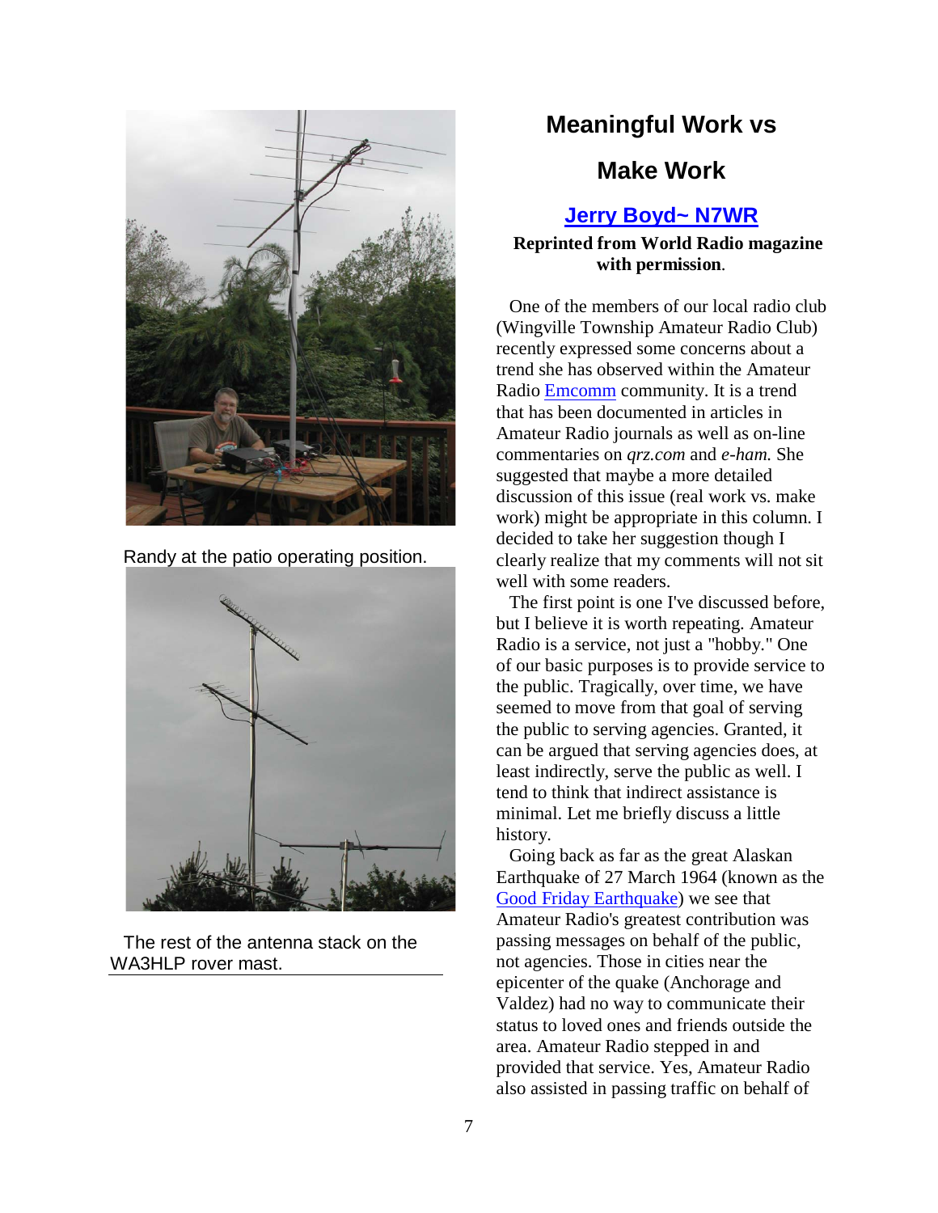Randy at the patio operating position.

The rest of the antenna stack on the WA3HLP rover mast.

## Meaningful Work vs Make Work

### Jerry Boyd~ N7WR

**Reprinted from World Radio magazine with permission**.

One of the members of our local radio club (Wingville Township Amateur Radio Club) recently expressed some concerns about a trend she has observed within the Amateur Radio Emcomm community. It is a trend that has been documented in articles in Amateur Radio journals as well as on-line commentaries on *qrz.com* and *e-ham.* She suggested that maybe a more detailed discussion of this issue (real work vs. make work) might be appropriate in this column. I decided to take her suggestion though I clearly realize that my comments will not sit well with some readers.

The first point is one I've discussed before, but I believe it is worth repeating. Amateur Radio is a service, not just a "hobby." One of our basic purposes is to provide service to the public. Tragically, over time, we have seemed to move from that goal of serving the public to serving agencies. Granted, it can be argued that serving agencies does, at least indirectly, serve the public as well. I tend to think that indirect assistance is minimal. Let me briefly discuss a little history.

Going back as far as the great Alaskan Earthquake of 27 March 1964 (known as the Good Friday Earthquake) we see that Amateur Radio's greatest contribution was passing messages on behalf of the public, not agencies. Those in cities near the epicenter of the quake (Anchorage and Valdez) had no way to communicate their status to loved ones and friends outside the area. Amateur Radio stepped in and provided that service. Yes, Amateur Radio also assisted in passing traffic on behalf of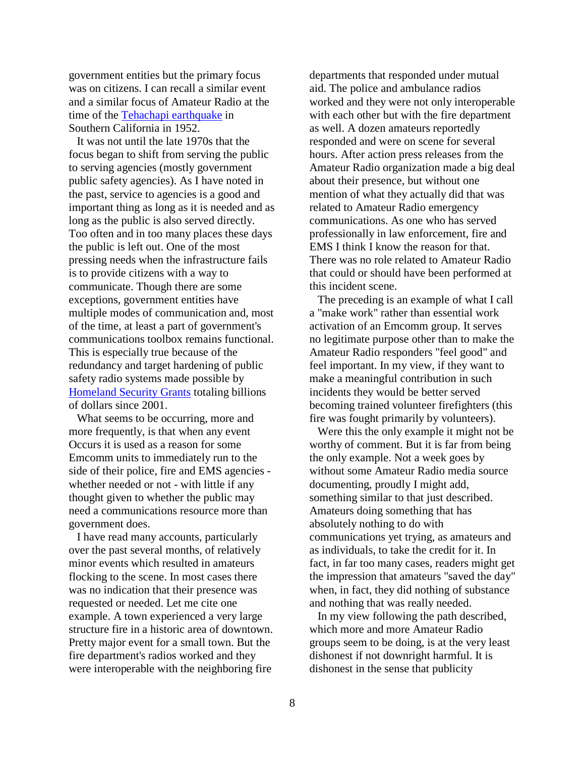government entities but the primary focus was on citizens. I can recall a similar event and a similar focus of Amateur Radio at the time of the [Tehachapi earthquake] in Southern California in 1952.

It was not until the late 1970s that the focus began to shift from serving the public to serving agencies (mostly government public safety agencies). As I have noted in the past, service to agencies is a good and important thing as long as it is needed and as long as the public is also served directly. Too often and in too many places these days the public is left out. One of the most pressing needs when the infrastructure fails is to provide citizens with a way to communicate. Though there are some exceptions, government entities have multiple modes of communication and, most of the time, at least a part of government's communications toolbox remains functional. This is especially true because of the redundancy and target hardening of public safety radio systems made possible by [Homeland Security Grants] totaling billions of dollars since 2001.

What seems to be occurring, more and more frequently, is that when any event Occurs it is used as a reason for some Emcomm units to immediately run to the side of their police, fire and EMS agencies - whether needed or not - with little if any thought given to whether the public may need a communications resource more than government does.

I have read many accounts, particularly over the past several months, of relatively minor events which resulted in amateurs flocking to the scene. In most cases there was no indication that their presence was requested or needed. Let me cite one example. A town experienced a very large structure fire in a historic area of downtown. Pretty major event for a small town. But the fire department's radios worked and they were interoperable with the neighboring fire departments that responded under mutual aid. The police and ambulance radios worked and they were not only interoperable with each other but with the fire department as well. A dozen amateurs reportedly responded and were on scene for several hours. After action press releases from the Amateur Radio organization made a big deal about their presence, but without one mention of what they actually did that was related to Amateur Radio emergency communications. As one who has served professionally in law enforcement, fire and EMS I think I know the reason for that. There was no role related to Amateur Radio that could or should have been performed at this incident scene.

The preceding is an example of what I call a "make work" rather than essential work activation of an Emcomm group. It serves no legitimate purpose other than to make the Amateur Radio responders "feel good" and feel important. In my view, if they want to make a meaningful contribution in such incidents they would be better served becoming trained volunteer firefighters (this fire was fought primarily by volunteers).

Were this the only example it might not be worthy of comment. But it is far from being the only example. Not a week goes by without some Amateur Radio media source documenting, proudly I might add, something similar to that just described. Amateurs doing something that has absolutely nothing to do with communications yet trying, as amateurs and as individuals, to take the credit for it. In fact, in far too many cases, readers might get the impression that amateurs "saved the day" when, in fact, they did nothing of substance and nothing that was really needed.

In my view following the path described, which more and more Amateur Radio groups seem to be doing, is at the very least dishonest if not downright harmful. It is dishonest in the sense that publicity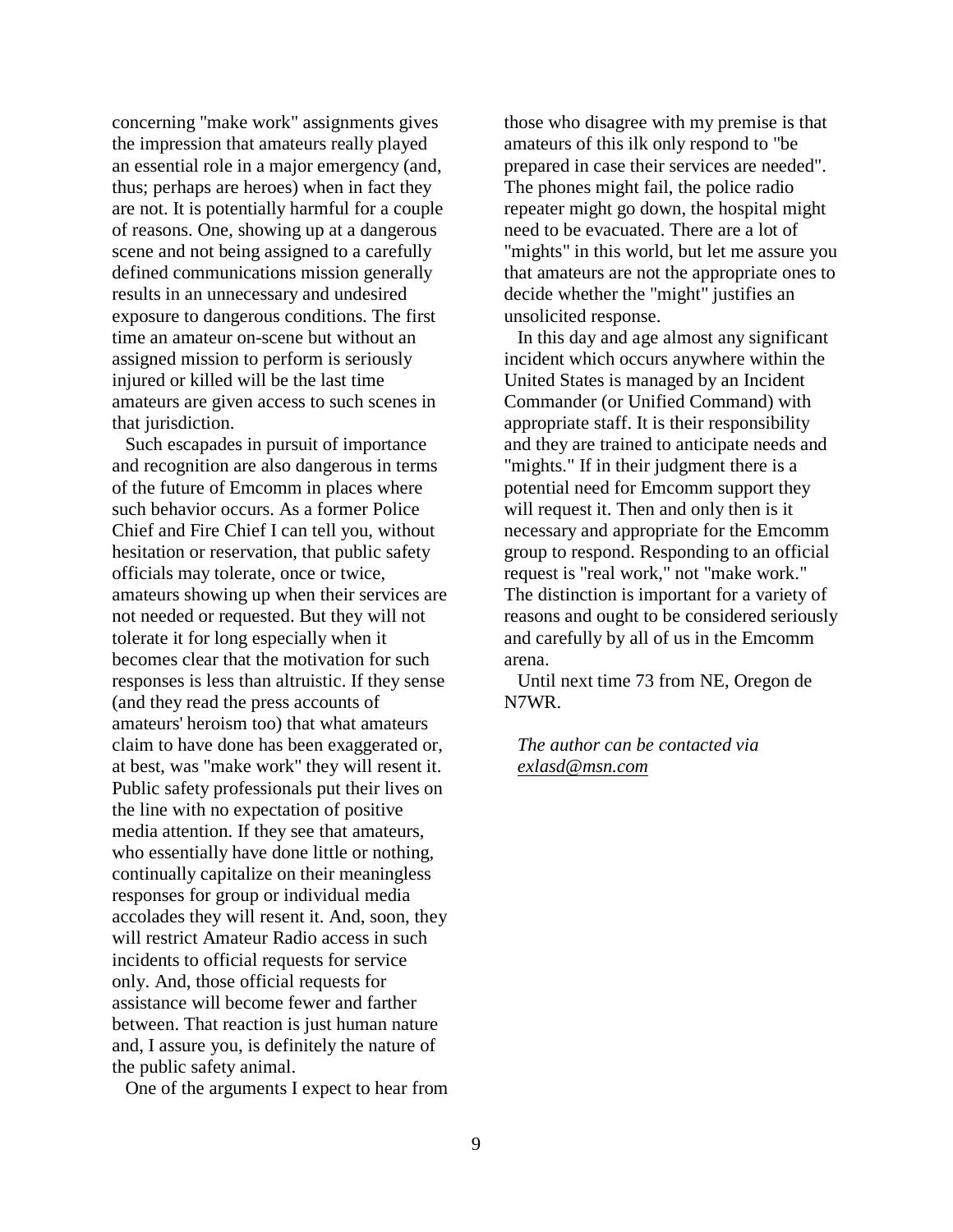concerning "make work" assignments gives the impression that amateurs really played an essential role in a major emergency (and, thus; perhaps are heroes) when in fact they are not. It is potentially harmful for a couple of reasons. One, showing up at a dangerous scene and not being assigned to a carefully defined communications mission generally results in an unnecessary and undesired exposure to dangerous conditions. The first time an amateur on-scene but without an assigned mission to perform is seriously injured or killed will be the last time amateurs are given access to such scenes in that jurisdiction.

Such escapades in pursuit of importance and recognition are also dangerous in terms of the future of Emcomm in places where such behavior occurs. As a former Police Chief and Fire Chief I can tell you, without hesitation or reservation, that public safety officials may tolerate, once or twice, amateurs showing up when their services are not needed or requested. But they will not tolerate it for long especially when it becomes clear that the motivation for such responses is less than altruistic. If they sense (and they read the press accounts of amateurs' heroism too) that what amateurs claim to have done has been exaggerated or, at best, was "make work" they will resent it. Public safety professionals put their lives on the line with no expectation of positive media attention. If they see that amateurs, who essentially have done little or nothing, continually capitalize on their meaningless responses for group or individual media accolades they will resent it. And, soon, they will restrict Amateur Radio access in such incidents to official requests for service only. And, those official requests for assistance will become fewer and farther between. That reaction is just human nature and, I assure you, is definitely the nature of the public safety animal.

One of the arguments I expect to hear from those who disagree with my premise is that amateurs of this ilk only respond to "be prepared in case their services are needed". The phones might fail, the police radio repeater might go down, the hospital might need to be evacuated. There are a lot of "mights" in this world, but let me assure you that amateurs are not the appropriate ones to decide whether the "might" justifies an unsolicited response.

In this day and age almost any significant incident which occurs anywhere within the United States is managed by an Incident Commander (or Unified Command) with appropriate staff. It is their responsibility and they are trained to anticipate needs and "mights." If in their judgment there is a potential need for Emcomm support they will request it. Then and only then is it necessary and appropriate for the Emcomm group to respond. Responding to an official request is "real work," not "make work." The distinction is important for a variety of reasons and ought to be considered seriously and carefully by all of us in the Emcomm arena.

Until next time 73 from NE, Oregon de N7WR.

*The author can be contacted via exlasd@msn.com*